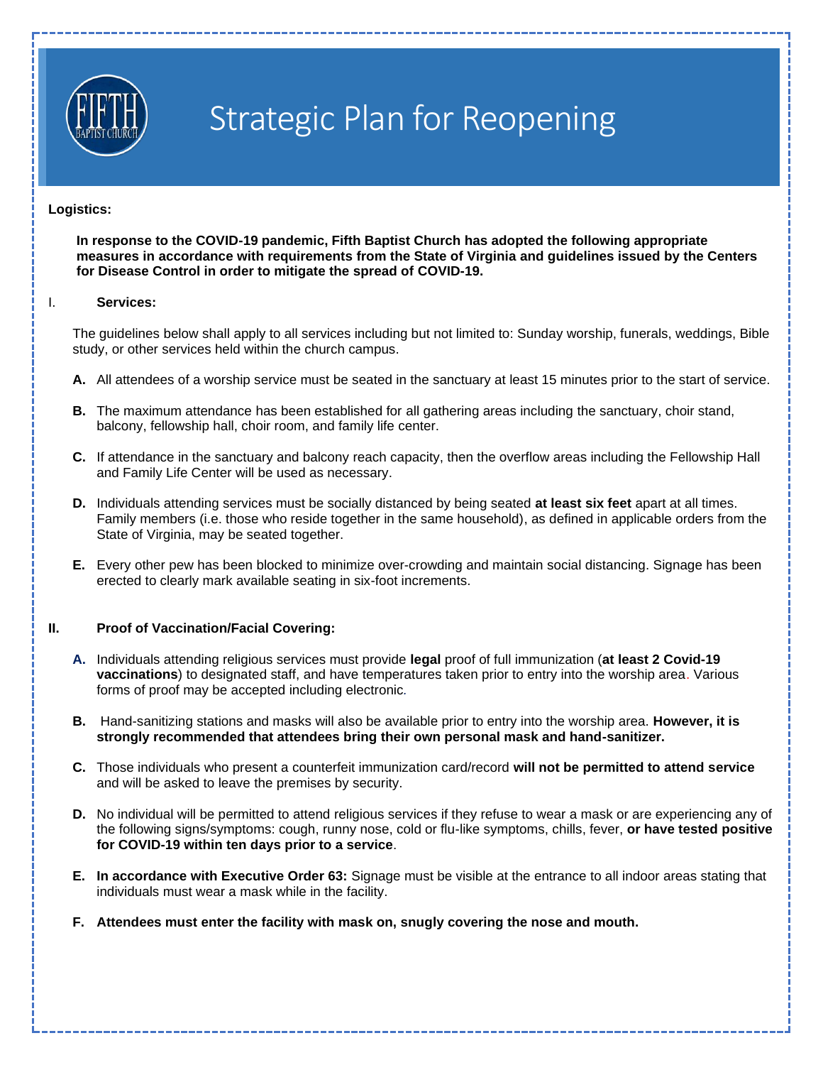# Strategic Plan for Reopening

**Logistics:**

**In response to the COVID-19 pandemic, Fifth Baptist Church has adopted the following appropriate measures in accordance with requirements from the State of Virginia and guidelines issued by the Centers for Disease Control in order to mitigate the spread of COVID-19.**

## I. Services:

The guidelines below shall apply to all services including but not limited to: Sunday worship, funerals, weddings, Bible study, or other services held within the church campus.

**A.** All attendees of a worship service must be seated in the sanctuary at least 15 minutes prior to the start of service.

**B.** The maximum attendance has been established for all gathering areas including the sanctuary, choir stand, balcony, fellowship hall, choir room, and family life center.

**C.** If attendance in the sanctuary and balcony reach capacity, then the overflow areas including the Fellowship Hall and Family Life Center will be used as necessary.

**D.** Individuals attending services must be socially distanced by being seated **at least six feet** apart at all times. Family members (i.e. those who reside together in the same household), as defined in applicable orders from the State of Virginia, may be seated together.

**E.** Every other pew has been blocked to minimize over-crowding and maintain social distancing. Signage has been erected to clearly mark available seating in six-foot increments.

## II. Proof of Vaccination/Facial Covering:

**A.** Individuals attending religious services must provide **legal** proof of full immunization (**at least 2 Covid-19 vaccinations**) to designated staff, and have temperatures taken prior to entry into the worship area. Various forms of proof may be accepted including electronic.

**B.** Hand-sanitizing stations and masks will also be available prior to entry into the worship area. **However, it is strongly recommended that attendees bring their own personal mask and hand-sanitizer.**

**C.** Those individuals who present a counterfeit immunization card/record **will not be permitted to attend service** and will be asked to leave the premises by security.

**D.** No individual will be permitted to attend religious services if they refuse to wear a mask or are experiencing any of the following signs/symptoms: cough, runny nose, cold or flu-like symptoms, chills, fever, **or have tested positive for COVID-19 within ten days prior to a service**.

**E. In accordance with Executive Order 63:** Signage must be visible at the entrance to all indoor areas stating that individuals must wear a mask while in the facility.

**F. Attendees must enter the facility with mask on, snugly covering the nose and mouth.**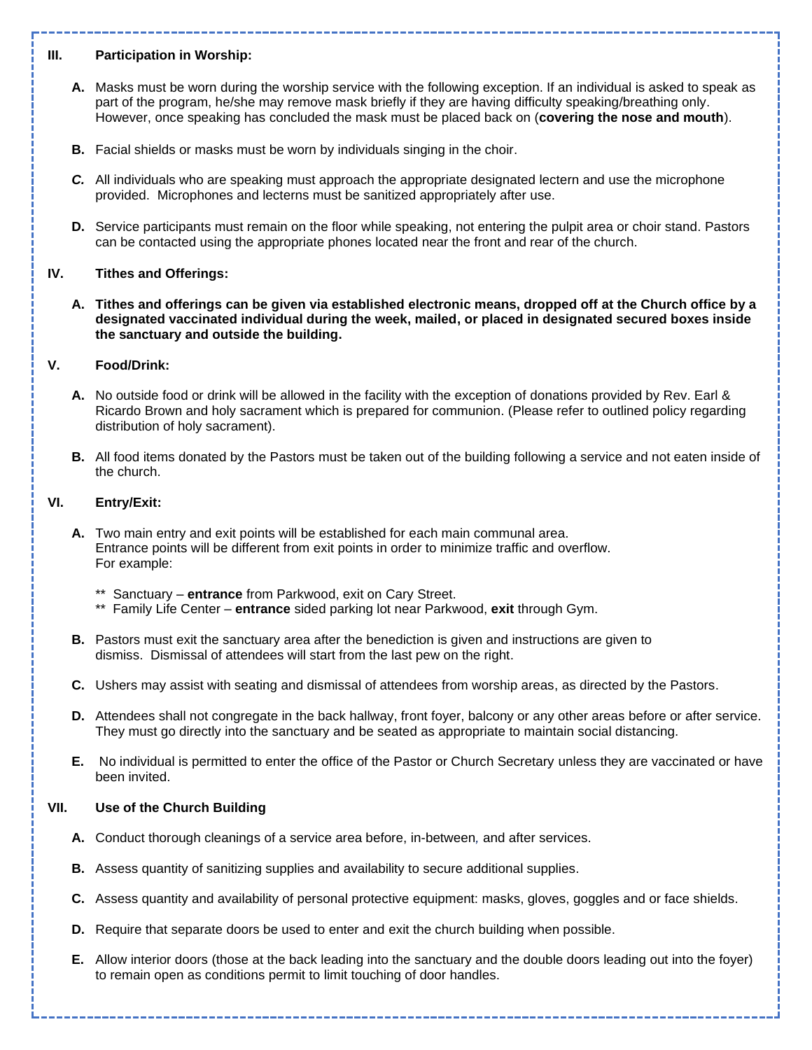## III. Participation in Worship:

**A.** Masks must be worn during the worship service with the following exception. If an individual is asked to speak as part of the program, he/she may remove mask briefly if they are having difficulty speaking/breathing only. However, once speaking has concluded the mask must be placed back on (**covering the nose and mouth**).

**B.** Facial shields or masks must be worn by individuals singing in the choir.

***C.*** All individuals who are speaking must approach the appropriate designated lectern and use the microphone provided. Microphones and lecterns must be sanitized appropriately after use.

**D.** Service participants must remain on the floor while speaking, not entering the pulpit area or choir stand. Pastors can be contacted using the appropriate phones located near the front and rear of the church.

## IV. Tithes and Offerings:

**A. Tithes and offerings can be given via established electronic means, dropped off at the Church office by a designated vaccinated individual during the week, mailed, or placed in designated secured boxes inside the sanctuary and outside the building.**

## V. Food/Drink:

**A.** No outside food or drink will be allowed in the facility with the exception of donations provided by Rev. Earl & Ricardo Brown and holy sacrament which is prepared for communion. (Please refer to outlined policy regarding distribution of holy sacrament).

**B.** All food items donated by the Pastors must be taken out of the building following a service and not eaten inside of the church.

## VI. Entry/Exit:

**A.** Two main entry and exit points will be established for each main communal area.
Entrance points will be different from exit points in order to minimize traffic and overflow.
For example:

** Sanctuary – **entrance** from Parkwood, exit on Cary Street.
** Family Life Center – **entrance** sided parking lot near Parkwood, **exit** through Gym.

**B.** Pastors must exit the sanctuary area after the benediction is given and instructions are given to dismiss. Dismissal of attendees will start from the last pew on the right.

**C.** Ushers may assist with seating and dismissal of attendees from worship areas, as directed by the Pastors.

**D.** Attendees shall not congregate in the back hallway, front foyer, balcony or any other areas before or after service. They must go directly into the sanctuary and be seated as appropriate to maintain social distancing.

**E.** No individual is permitted to enter the office of the Pastor or Church Secretary unless they are vaccinated or have been invited.

## VII. Use of the Church Building

**A.** Conduct thorough cleanings of a service area before, in-between, and after services.

**B.** Assess quantity of sanitizing supplies and availability to secure additional supplies.

**C.** Assess quantity and availability of personal protective equipment: masks, gloves, goggles and or face shields.

**D.** Require that separate doors be used to enter and exit the church building when possible.

**E.** Allow interior doors (those at the back leading into the sanctuary and the double doors leading out into the foyer) to remain open as conditions permit to limit touching of door handles.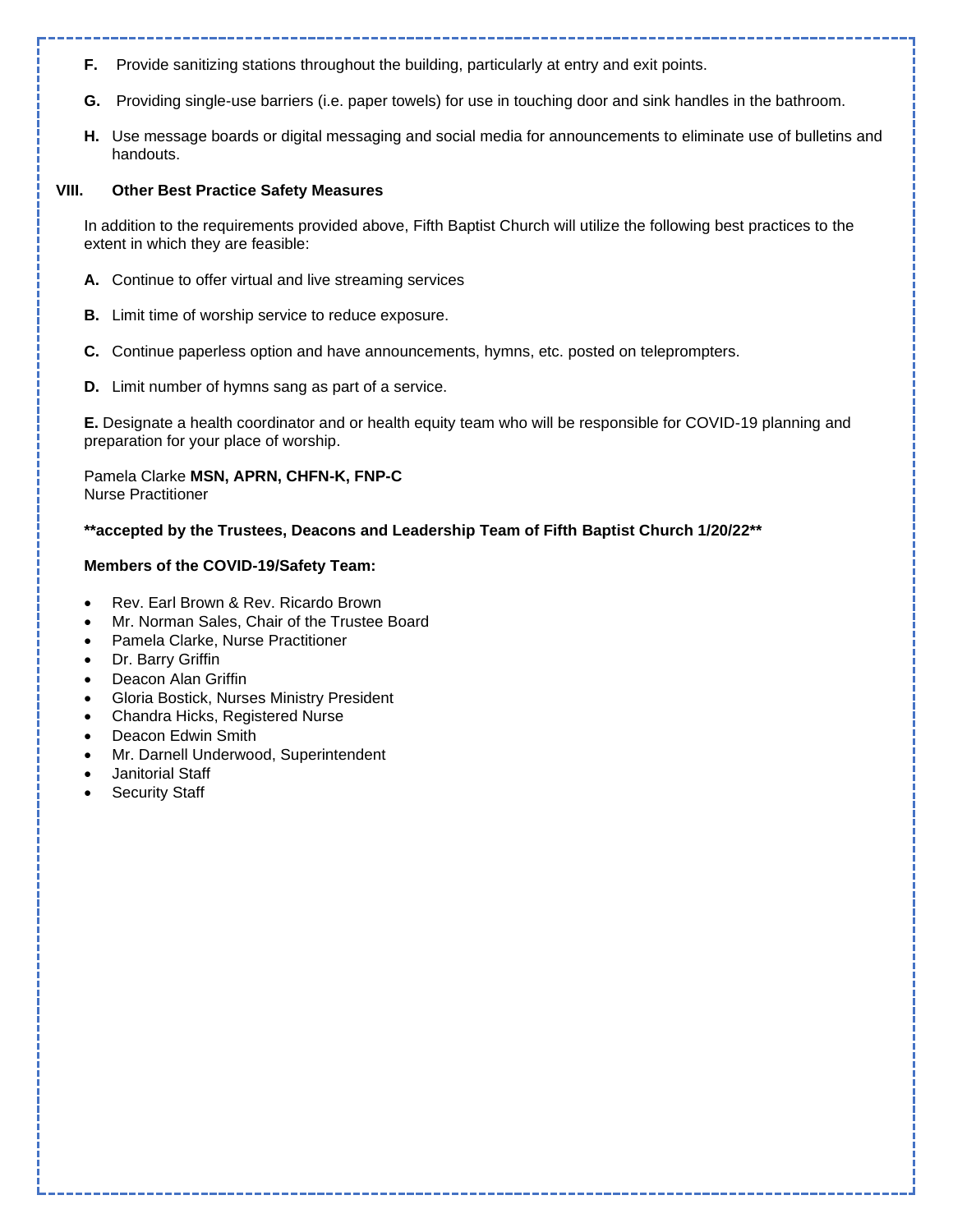**F.** Provide sanitizing stations throughout the building, particularly at entry and exit points.

**G.** Providing single-use barriers (i.e. paper towels) for use in touching door and sink handles in the bathroom.

**H.** Use message boards or digital messaging and social media for announcements to eliminate use of bulletins and handouts.

## VIII. Other Best Practice Safety Measures

In addition to the requirements provided above, Fifth Baptist Church will utilize the following best practices to the extent in which they are feasible:

**A.** Continue to offer virtual and live streaming services

**B.** Limit time of worship service to reduce exposure.

**C.** Continue paperless option and have announcements, hymns, etc. posted on teleprompters.

**D.** Limit number of hymns sang as part of a service.

**E.** Designate a health coordinator and or health equity team who will be responsible for COVID-19 planning and preparation for your place of worship.

Pamela Clarke **MSN, APRN, CHFN-K, FNP-C**
Nurse Practitioner

**\*\*accepted by the Trustees, Deacons and Leadership Team of Fifth Baptist Church 1/20/22\*\***

**Members of the COVID-19/Safety Team:**

- Rev. Earl Brown & Rev. Ricardo Brown
- Mr. Norman Sales, Chair of the Trustee Board
- Pamela Clarke, Nurse Practitioner
- Dr. Barry Griffin
- Deacon Alan Griffin
- Gloria Bostick, Nurses Ministry President
- Chandra Hicks, Registered Nurse
- Deacon Edwin Smith
- Mr. Darnell Underwood, Superintendent
- Janitorial Staff
- Security Staff